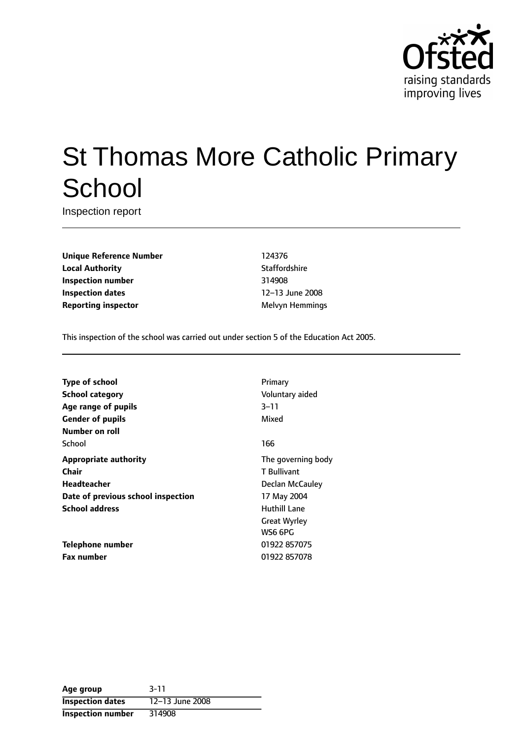Ofsted
raising standards
improving lives

# St Thomas More Catholic Primary School

Inspection report

| | |
|---|---|
| **Unique Reference Number** | 124376 |
| **Local Authority** | Staffordshire |
| **Inspection number** | 314908 |
| **Inspection dates** | 12–13 June 2008 |
| **Reporting inspector** | Melvyn Hemmings |

This inspection of the school was carried out under section 5 of the Education Act 2005.

| | |
|---|---|
| **Type of school** | Primary |
| **School category** | Voluntary aided |
| **Age range of pupils** | 3–11 |
| **Gender of pupils** | Mixed |
| **Number on roll** | |
| School | 166 |
| **Appropriate authority** | The governing body |
| **Chair** | T Bullivant |
| **Headteacher** | Declan McCauley |
| **Date of previous school inspection** | 17 May 2004 |
| **School address** | Huthill Lane<br>Great Wyrley<br>WS6 6PG |
| **Telephone number** | 01922 857075 |
| **Fax number** | 01922 857078 |

| | |
|---|---|
| **Age group** | 3-11 |
| **Inspection dates** | 12–13 June 2008 |
| **Inspection number** | 314908 |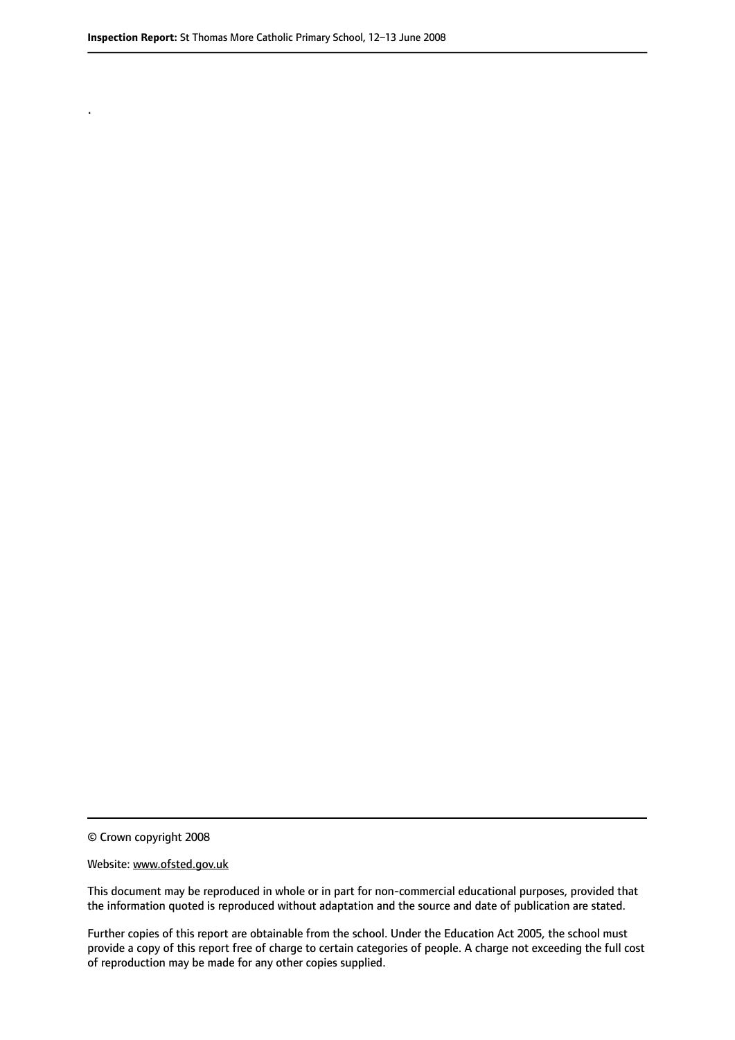.

© Crown copyright 2008

Website: www.ofsted.gov.uk

This document may be reproduced in whole or in part for non-commercial educational purposes, provided that the information quoted is reproduced without adaptation and the source and date of publication are stated.

Further copies of this report are obtainable from the school. Under the Education Act 2005, the school must provide a copy of this report free of charge to certain categories of people. A charge not exceeding the full cost of reproduction may be made for any other copies supplied.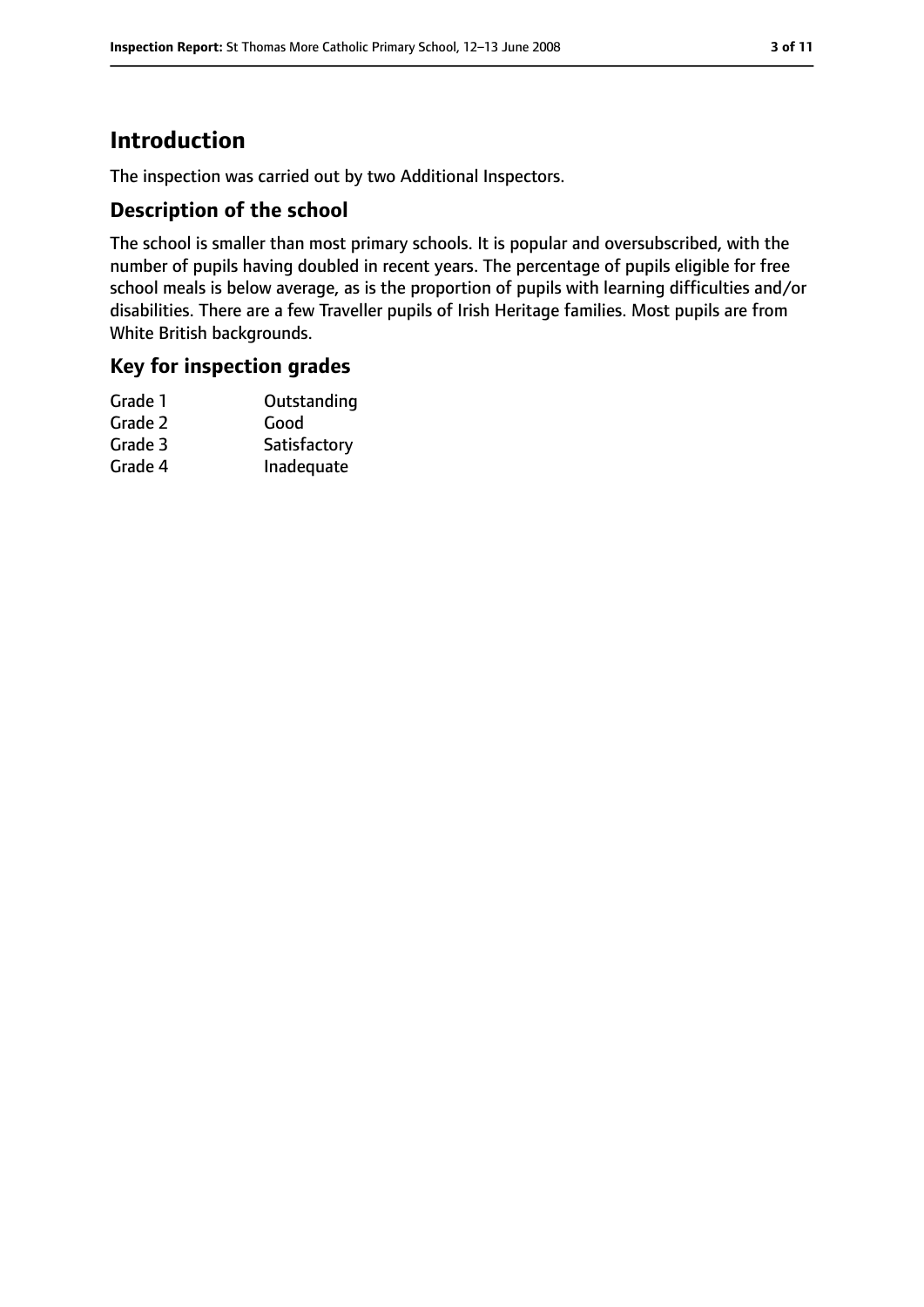## Introduction

The inspection was carried out by two Additional Inspectors.

### Description of the school

The school is smaller than most primary schools. It is popular and oversubscribed, with the number of pupils having doubled in recent years. The percentage of pupils eligible for free school meals is below average, as is the proportion of pupils with learning difficulties and/or disabilities. There are a few Traveller pupils of Irish Heritage families. Most pupils are from White British backgrounds.

### Key for inspection grades

| | |
|---|---|
| Grade 1 | Outstanding |
| Grade 2 | Good |
| Grade 3 | Satisfactory |
| Grade 4 | Inadequate |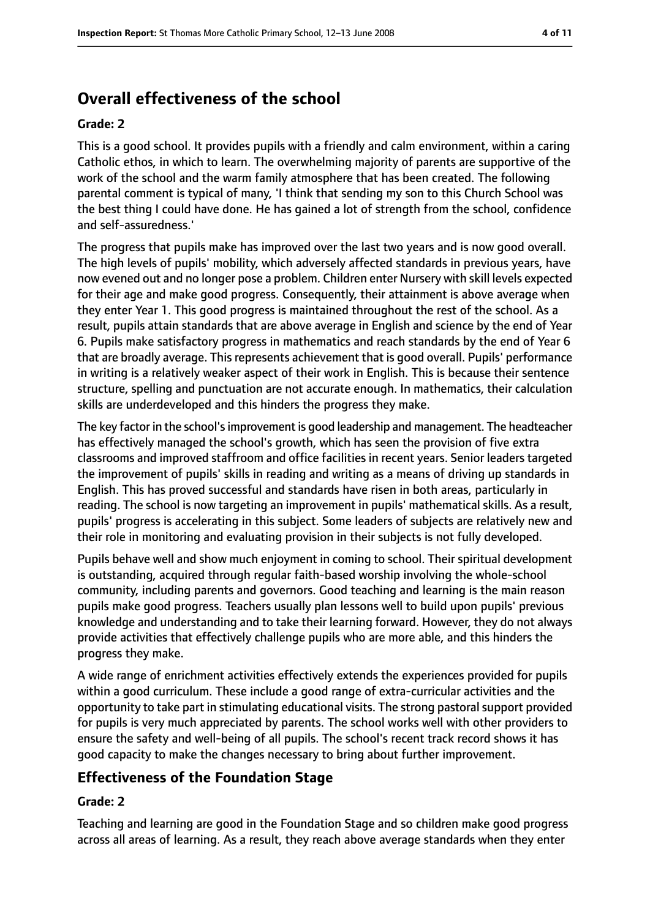## Overall effectiveness of the school

### Grade: 2

This is a good school. It provides pupils with a friendly and calm environment, within a caring Catholic ethos, in which to learn. The overwhelming majority of parents are supportive of the work of the school and the warm family atmosphere that has been created. The following parental comment is typical of many, 'I think that sending my son to this Church School was the best thing I could have done. He has gained a lot of strength from the school, confidence and self-assuredness.'

The progress that pupils make has improved over the last two years and is now good overall. The high levels of pupils' mobility, which adversely affected standards in previous years, have now evened out and no longer pose a problem. Children enter Nursery with skill levels expected for their age and make good progress. Consequently, their attainment is above average when they enter Year 1. This good progress is maintained throughout the rest of the school. As a result, pupils attain standards that are above average in English and science by the end of Year 6. Pupils make satisfactory progress in mathematics and reach standards by the end of Year 6 that are broadly average. This represents achievement that is good overall. Pupils' performance in writing is a relatively weaker aspect of their work in English. This is because their sentence structure, spelling and punctuation are not accurate enough. In mathematics, their calculation skills are underdeveloped and this hinders the progress they make.

The key factor in the school's improvement is good leadership and management. The headteacher has effectively managed the school's growth, which has seen the provision of five extra classrooms and improved staffroom and office facilities in recent years. Senior leaders targeted the improvement of pupils' skills in reading and writing as a means of driving up standards in English. This has proved successful and standards have risen in both areas, particularly in reading. The school is now targeting an improvement in pupils' mathematical skills. As a result, pupils' progress is accelerating in this subject. Some leaders of subjects are relatively new and their role in monitoring and evaluating provision in their subjects is not fully developed.

Pupils behave well and show much enjoyment in coming to school. Their spiritual development is outstanding, acquired through regular faith-based worship involving the whole-school community, including parents and governors. Good teaching and learning is the main reason pupils make good progress. Teachers usually plan lessons well to build upon pupils' previous knowledge and understanding and to take their learning forward. However, they do not always provide activities that effectively challenge pupils who are more able, and this hinders the progress they make.

A wide range of enrichment activities effectively extends the experiences provided for pupils within a good curriculum. These include a good range of extra-curricular activities and the opportunity to take part in stimulating educational visits. The strong pastoral support provided for pupils is very much appreciated by parents. The school works well with other providers to ensure the safety and well-being of all pupils. The school's recent track record shows it has good capacity to make the changes necessary to bring about further improvement.

## Effectiveness of the Foundation Stage

### Grade: 2

Teaching and learning are good in the Foundation Stage and so children make good progress across all areas of learning. As a result, they reach above average standards when they enter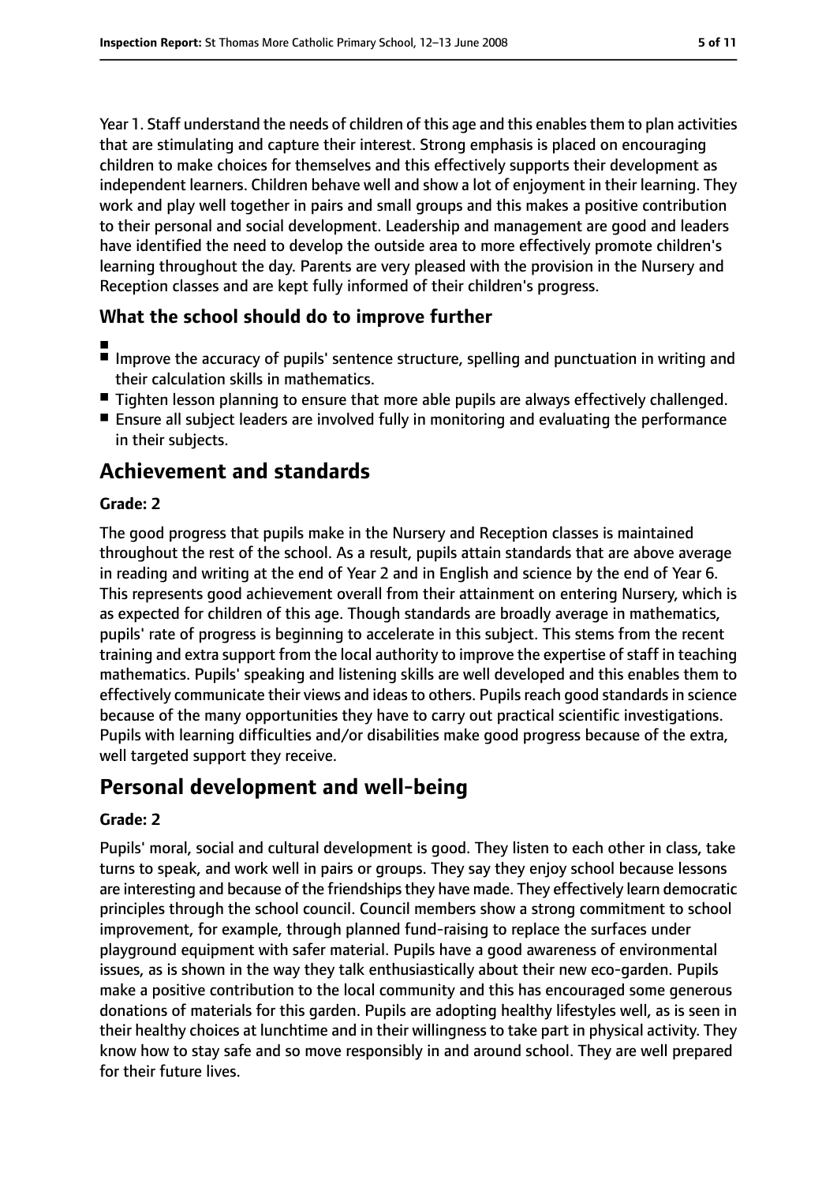Year 1. Staff understand the needs of children of this age and this enables them to plan activities that are stimulating and capture their interest. Strong emphasis is placed on encouraging children to make choices for themselves and this effectively supports their development as independent learners. Children behave well and show a lot of enjoyment in their learning. They work and play well together in pairs and small groups and this makes a positive contribution to their personal and social development. Leadership and management are good and leaders have identified the need to develop the outside area to more effectively promote children's learning throughout the day. Parents are very pleased with the provision in the Nursery and Reception classes and are kept fully informed of their children's progress.

## What the school should do to improve further

- Improve the accuracy of pupils' sentence structure, spelling and punctuation in writing and their calculation skills in mathematics.
- Tighten lesson planning to ensure that more able pupils are always effectively challenged.
- Ensure all subject leaders are involved fully in monitoring and evaluating the performance in their subjects.

# Achievement and standards

**Grade: 2**

The good progress that pupils make in the Nursery and Reception classes is maintained throughout the rest of the school. As a result, pupils attain standards that are above average in reading and writing at the end of Year 2 and in English and science by the end of Year 6. This represents good achievement overall from their attainment on entering Nursery, which is as expected for children of this age. Though standards are broadly average in mathematics, pupils' rate of progress is beginning to accelerate in this subject. This stems from the recent training and extra support from the local authority to improve the expertise of staff in teaching mathematics. Pupils' speaking and listening skills are well developed and this enables them to effectively communicate their views and ideas to others. Pupils reach good standards in science because of the many opportunities they have to carry out practical scientific investigations. Pupils with learning difficulties and/or disabilities make good progress because of the extra, well targeted support they receive.

# Personal development and well-being

**Grade: 2**

Pupils' moral, social and cultural development is good. They listen to each other in class, take turns to speak, and work well in pairs or groups. They say they enjoy school because lessons are interesting and because of the friendships they have made. They effectively learn democratic principles through the school council. Council members show a strong commitment to school improvement, for example, through planned fund-raising to replace the surfaces under playground equipment with safer material. Pupils have a good awareness of environmental issues, as is shown in the way they talk enthusiastically about their new eco-garden. Pupils make a positive contribution to the local community and this has encouraged some generous donations of materials for this garden. Pupils are adopting healthy lifestyles well, as is seen in their healthy choices at lunchtime and in their willingness to take part in physical activity. They know how to stay safe and so move responsibly in and around school. They are well prepared for their future lives.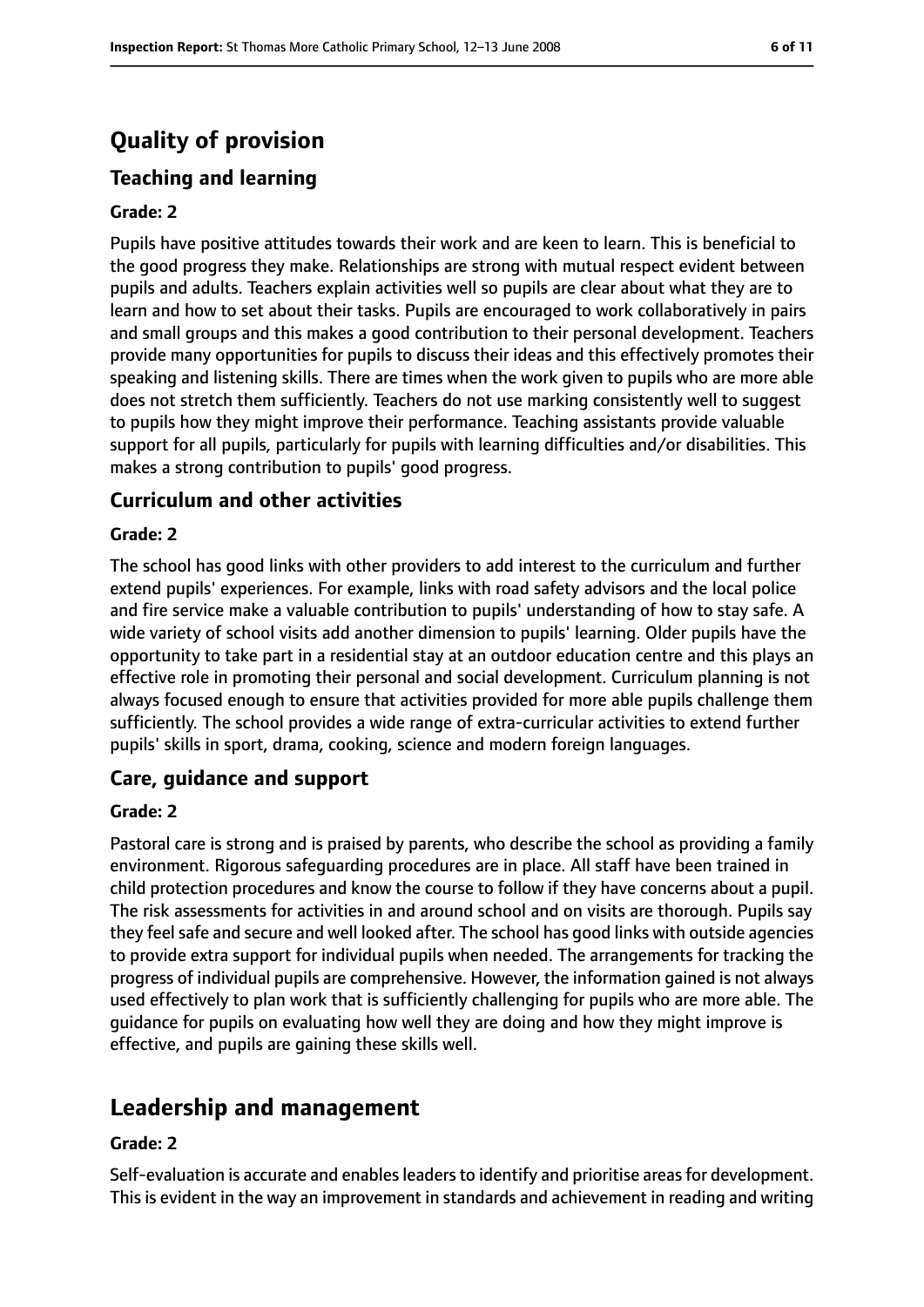# Quality of provision

## Teaching and learning

**Grade: 2**

Pupils have positive attitudes towards their work and are keen to learn. This is beneficial to the good progress they make. Relationships are strong with mutual respect evident between pupils and adults. Teachers explain activities well so pupils are clear about what they are to learn and how to set about their tasks. Pupils are encouraged to work collaboratively in pairs and small groups and this makes a good contribution to their personal development. Teachers provide many opportunities for pupils to discuss their ideas and this effectively promotes their speaking and listening skills. There are times when the work given to pupils who are more able does not stretch them sufficiently. Teachers do not use marking consistently well to suggest to pupils how they might improve their performance. Teaching assistants provide valuable support for all pupils, particularly for pupils with learning difficulties and/or disabilities. This makes a strong contribution to pupils' good progress.

## Curriculum and other activities

**Grade: 2**

The school has good links with other providers to add interest to the curriculum and further extend pupils' experiences. For example, links with road safety advisors and the local police and fire service make a valuable contribution to pupils' understanding of how to stay safe. A wide variety of school visits add another dimension to pupils' learning. Older pupils have the opportunity to take part in a residential stay at an outdoor education centre and this plays an effective role in promoting their personal and social development. Curriculum planning is not always focused enough to ensure that activities provided for more able pupils challenge them sufficiently. The school provides a wide range of extra-curricular activities to extend further pupils' skills in sport, drama, cooking, science and modern foreign languages.

## Care, guidance and support

**Grade: 2**

Pastoral care is strong and is praised by parents, who describe the school as providing a family environment. Rigorous safeguarding procedures are in place. All staff have been trained in child protection procedures and know the course to follow if they have concerns about a pupil. The risk assessments for activities in and around school and on visits are thorough. Pupils say they feel safe and secure and well looked after. The school has good links with outside agencies to provide extra support for individual pupils when needed. The arrangements for tracking the progress of individual pupils are comprehensive. However, the information gained is not always used effectively to plan work that is sufficiently challenging for pupils who are more able. The guidance for pupils on evaluating how well they are doing and how they might improve is effective, and pupils are gaining these skills well.

# Leadership and management

**Grade: 2**

Self-evaluation is accurate and enables leaders to identify and prioritise areas for development. This is evident in the way an improvement in standards and achievement in reading and writing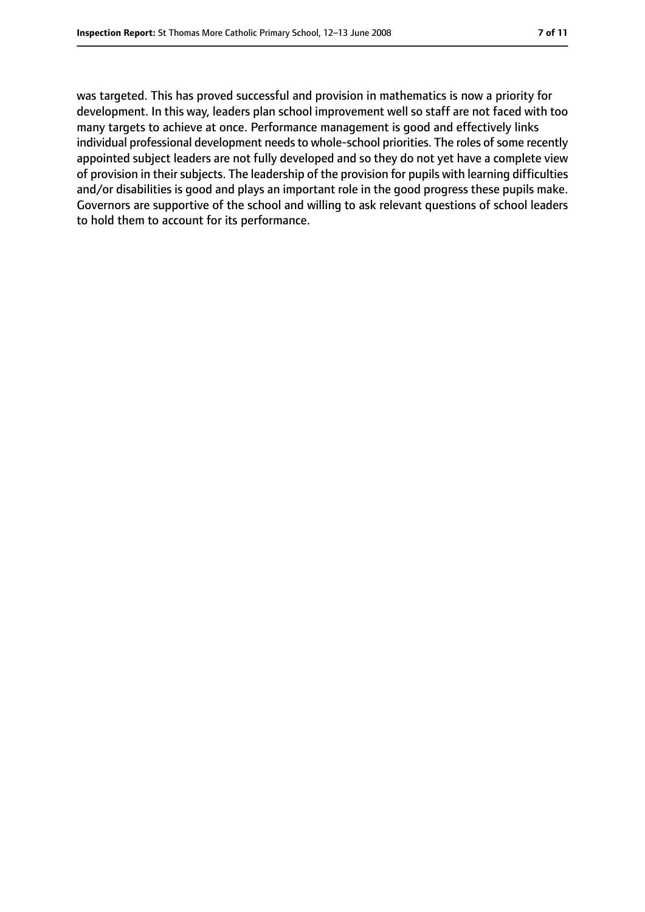was targeted. This has proved successful and provision in mathematics is now a priority for development. In this way, leaders plan school improvement well so staff are not faced with too many targets to achieve at once. Performance management is good and effectively links individual professional development needs to whole-school priorities. The roles of some recently appointed subject leaders are not fully developed and so they do not yet have a complete view of provision in their subjects. The leadership of the provision for pupils with learning difficulties and/or disabilities is good and plays an important role in the good progress these pupils make. Governors are supportive of the school and willing to ask relevant questions of school leaders to hold them to account for its performance.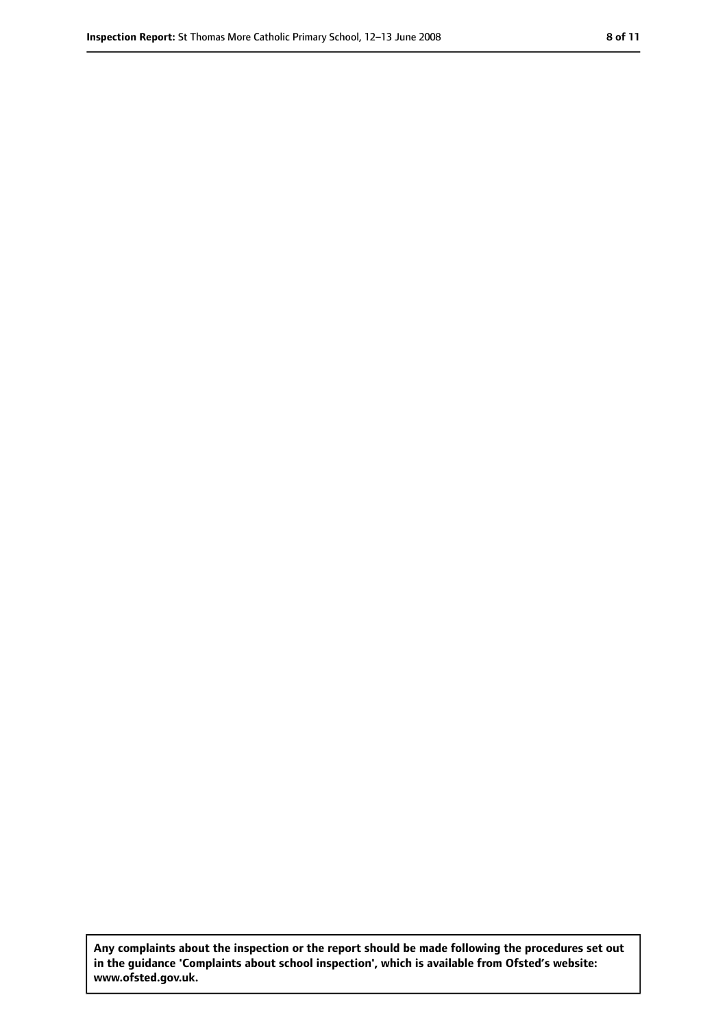**Any complaints about the inspection or the report should be made following the procedures set out in the guidance 'Complaints about school inspection', which is available from Ofsted's website: www.ofsted.gov.uk.**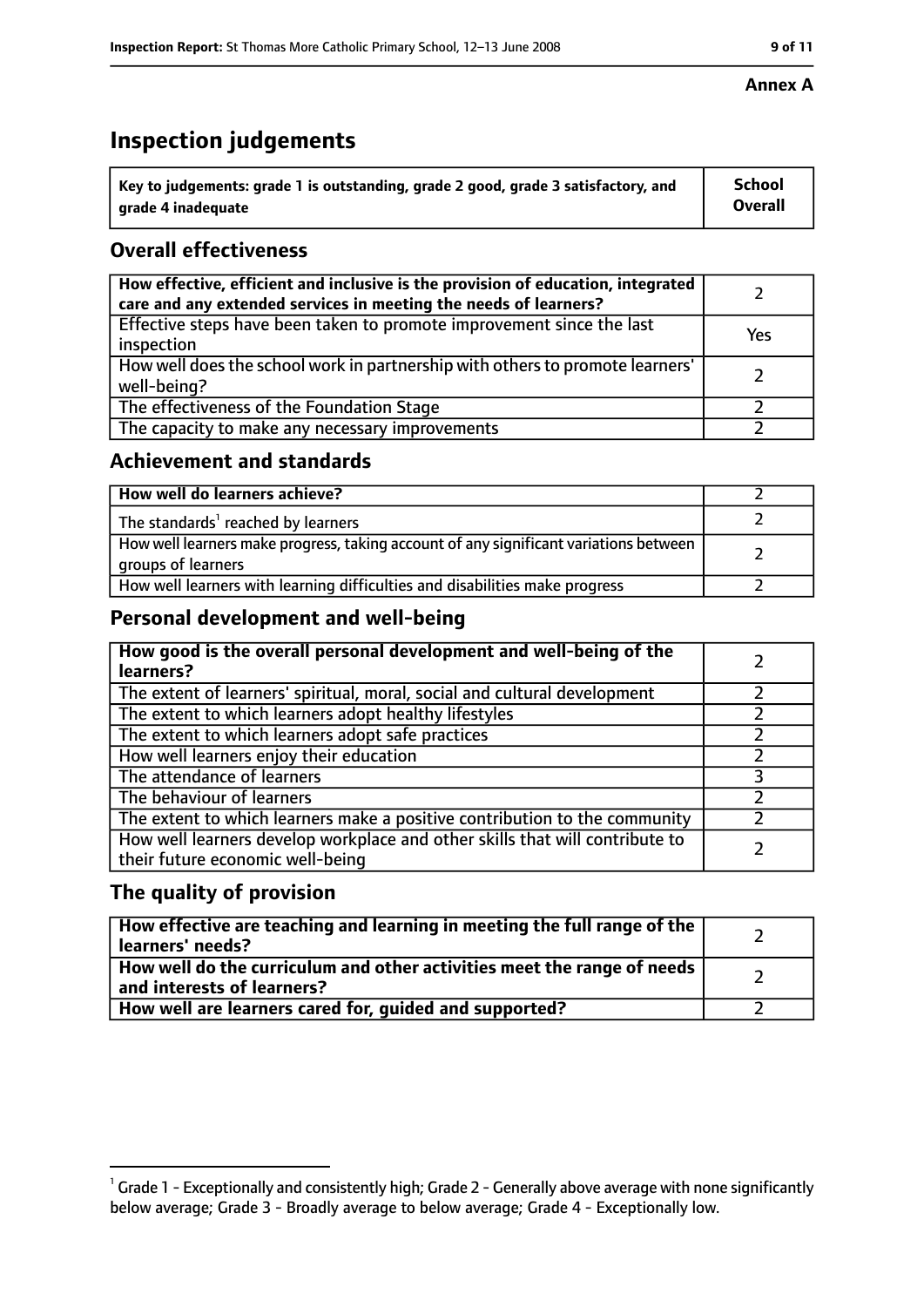**Annex A**

# Inspection judgements

| Key to judgements: grade 1 is outstanding, grade 2 good, grade 3 satisfactory, and grade 4 inadequate | School Overall |
|---|---|

## Overall effectiveness

| | |
|---|---|
| How effective, efficient and inclusive is the provision of education, integrated care and any extended services in meeting the needs of learners? | 2 |
| Effective steps have been taken to promote improvement since the last inspection | Yes |
| How well does the school work in partnership with others to promote learners' well-being? | 2 |
| The effectiveness of the Foundation Stage | 2 |
| The capacity to make any necessary improvements | 2 |

## Achievement and standards

| | |
|---|---|
| How well do learners achieve? | 2 |
| The standards[1] reached by learners | 2 |
| How well learners make progress, taking account of any significant variations between groups of learners | 2 |
| How well learners with learning difficulties and disabilities make progress | 2 |

## Personal development and well-being

| | |
|---|---|
| How good is the overall personal development and well-being of the learners? | 2 |
| The extent of learners' spiritual, moral, social and cultural development | 2 |
| The extent to which learners adopt healthy lifestyles | 2 |
| The extent to which learners adopt safe practices | 2 |
| How well learners enjoy their education | 2 |
| The attendance of learners | 3 |
| The behaviour of learners | 2 |
| The extent to which learners make a positive contribution to the community | 2 |
| How well learners develop workplace and other skills that will contribute to their future economic well-being | 2 |

## The quality of provision

| | |
|---|---|
| How effective are teaching and learning in meeting the full range of the learners' needs? | 2 |
| How well do the curriculum and other activities meet the range of needs and interests of learners? | 2 |
| How well are learners cared for, guided and supported? | 2 |

[1] Grade 1 - Exceptionally and consistently high; Grade 2 - Generally above average with none significantly below average; Grade 3 - Broadly average to below average; Grade 4 - Exceptionally low.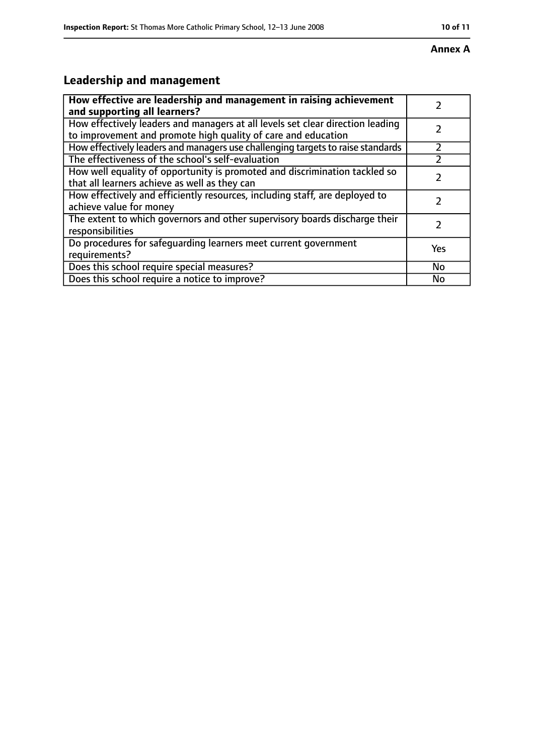**Annex A**

## Leadership and management

| **How effective are leadership and management in raising achievement and supporting all learners?** | 2 |
|---|---|
| How effectively leaders and managers at all levels set clear direction leading to improvement and promote high quality of care and education | 2 |
| How effectively leaders and managers use challenging targets to raise standards | 2 |
| The effectiveness of the school's self-evaluation | 2 |
| How well equality of opportunity is promoted and discrimination tackled so that all learners achieve as well as they can | 2 |
| How effectively and efficiently resources, including staff, are deployed to achieve value for money | 2 |
| The extent to which governors and other supervisory boards discharge their responsibilities | 2 |
| Do procedures for safeguarding learners meet current government requirements? | Yes |
| Does this school require special measures? | No |
| Does this school require a notice to improve? | No |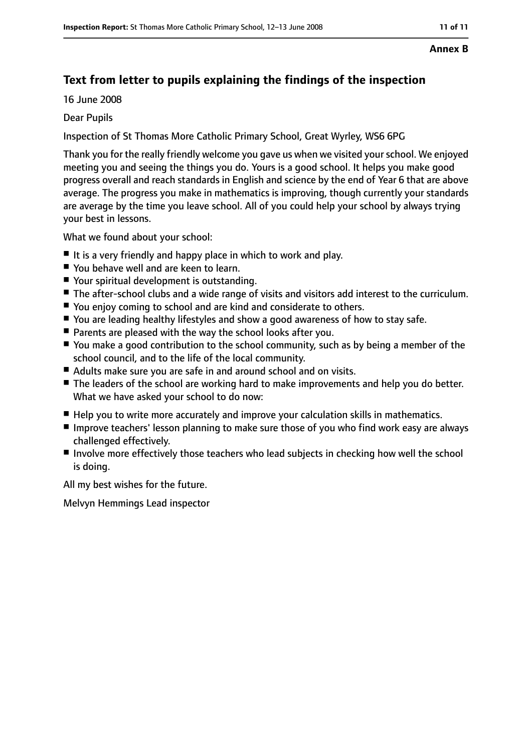**Annex B**

## Text from letter to pupils explaining the findings of the inspection

16 June 2008

Dear Pupils

Inspection of St Thomas More Catholic Primary School, Great Wyrley, WS6 6PG

Thank you for the really friendly welcome you gave us when we visited your school. We enjoyed meeting you and seeing the things you do. Yours is a good school. It helps you make good progress overall and reach standards in English and science by the end of Year 6 that are above average. The progress you make in mathematics is improving, though currently your standards are average by the time you leave school. All of you could help your school by always trying your best in lessons.

What we found about your school:

- It is a very friendly and happy place in which to work and play.
- You behave well and are keen to learn.
- Your spiritual development is outstanding.
- The after-school clubs and a wide range of visits and visitors add interest to the curriculum.
- You enjoy coming to school and are kind and considerate to others.
- You are leading healthy lifestyles and show a good awareness of how to stay safe.
- Parents are pleased with the way the school looks after you.
- You make a good contribution to the school community, such as by being a member of the school council, and to the life of the local community.
- Adults make sure you are safe in and around school and on visits.
- The leaders of the school are working hard to make improvements and help you do better.

What we have asked your school to do now:

- Help you to write more accurately and improve your calculation skills in mathematics.
- Improve teachers' lesson planning to make sure those of you who find work easy are always challenged effectively.
- Involve more effectively those teachers who lead subjects in checking how well the school is doing.

All my best wishes for the future.

Melvyn Hemmings Lead inspector